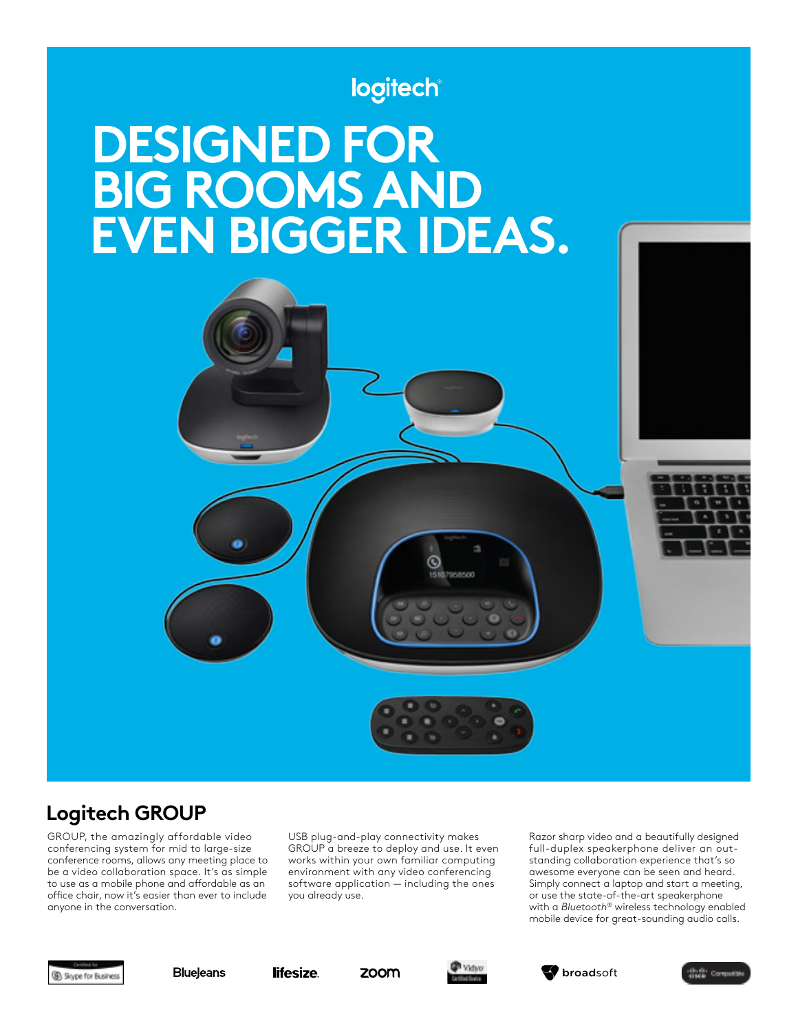logitech

# DESIGNED FOR BIG ROOMS AND EVEN BIGGER IDEAS.

## Logitech GROUP

GROUP, the amazingly affordable video conferencing system for mid to large-size conference rooms, allows any meeting place to be a video collaboration space. It's as simple to use as a mobile phone and affordable as an office chair, now it's easier than ever to include anyone in the conversation.

USB plug-and-play connectivity makes GROUP a breeze to deploy and use. It even works within your own familiar computing environment with any video conferencing software application — including the ones you already use.

Razor sharp video and a beautifully designed full-duplex speakerphone deliver an out-standing collaboration experience that's so awesome everyone can be seen and heard. Simply connect a laptop and start a meeting, or use the state-of-the-art speakerphone with a *Bluetooth*® wireless technology enabled mobile device for great-sounding audio calls.

Certified for Skype for Business | BlueJeans | lifesize | zoom | Vidyo Certified Device | broadsoft | Cisco Compatible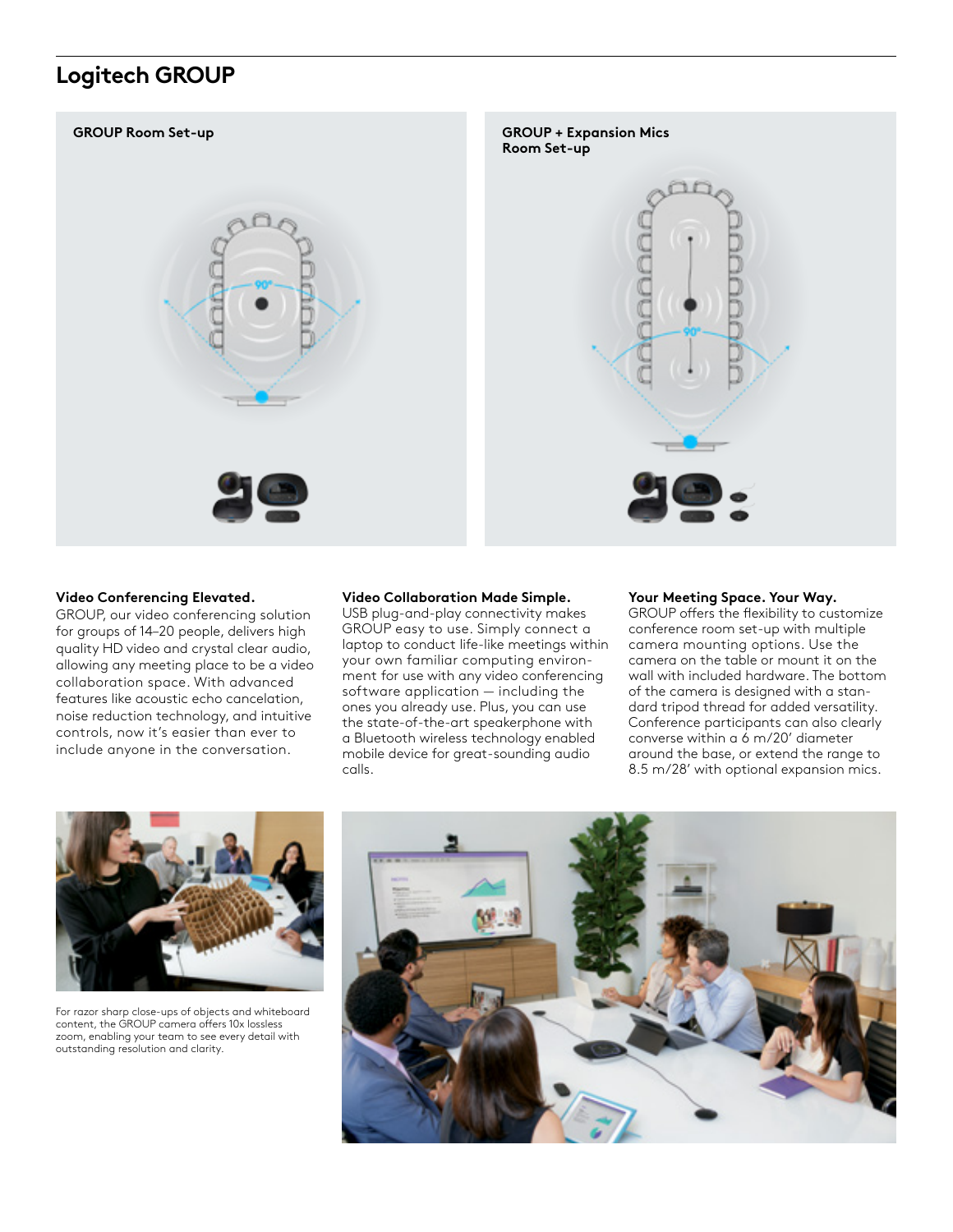# Logitech GROUP

GROUP Room Set-up

90°

GROUP + Expansion Mics Room Set-up

90°

**Video Conferencing Elevated.**
GROUP, our video conferencing solution for groups of 14–20 people, delivers high quality HD video and crystal clear audio, allowing any meeting place to be a video collaboration space. With advanced features like acoustic echo cancelation, noise reduction technology, and intuitive controls, now it's easier than ever to include anyone in the conversation.

**Video Collaboration Made Simple.**
USB plug-and-play connectivity makes GROUP easy to use. Simply connect a laptop to conduct life-like meetings within your own familiar computing environment for use with any video conferencing software application — including the ones you already use. Plus, you can use the state-of-the-art speakerphone with a Bluetooth wireless technology enabled mobile device for great-sounding audio calls.

**Your Meeting Space. Your Way.**
GROUP offers the flexibility to customize conference room set-up with multiple camera mounting options. Use the camera on the table or mount it on the wall with included hardware. The bottom of the camera is designed with a standard tripod thread for added versatility. Conference participants can also clearly converse within a 6 m/20' diameter around the base, or extend the range to 8.5 m/28' with optional expansion mics.

For razor sharp close-ups of objects and whiteboard content, the GROUP camera offers 10x lossless zoom, enabling your team to see every detail with outstanding resolution and clarity.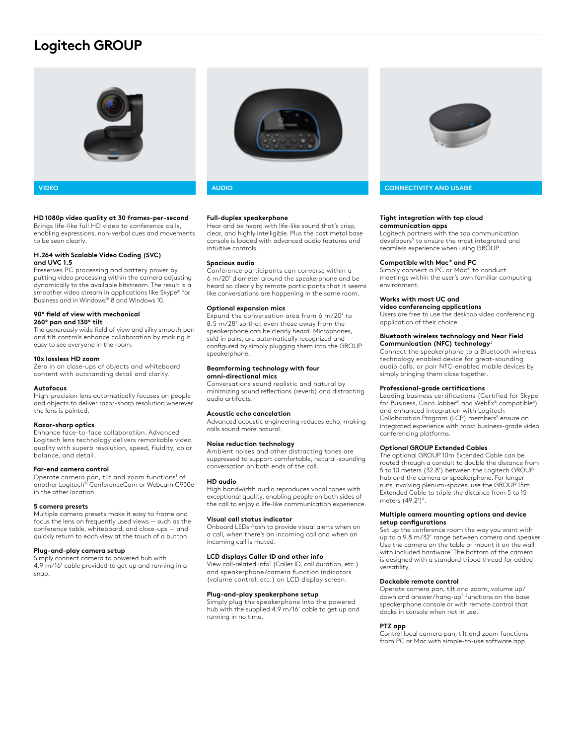# Logitech GROUP

## VIDEO

**HD 1080p video quality at 30 frames-per-second**
Brings life-like full HD video to conference calls, enabling expressions, non-verbal cues and movements to be seen clearly.

**H.264 with Scalable Video Coding (SVC) and UVC 1.5**
Preserves PC processing and battery power by putting video processing within the camera adjusting dynamically to the available bitstream. The result is a smoother video stream in applications like Skype® for Business and in Windows® 8 and Windows 10.

**90° field of view with mechanical 260° pan and 130° tilt**
The generously wide field of view and silky smooth pan and tilt controls enhance collaboration by making it easy to see everyone in the room.

**10x lossless HD zoom**
Zero in on close-ups of objects and whiteboard content with outstanding detail and clarity.

**Autofocus**
High-precision lens automatically focuses on people and objects to deliver razor-sharp resolution wherever the lens is pointed.

**Razor-sharp optics**
Enhance face-to-face collaboration. Advanced Logitech lens technology delivers remarkable video quality with superb resolution, speed, fluidity, color balance, and detail.

**Far-end camera control**
Operate camera pan, tilt and zoom functions[1] of another Logitech® ConferenceCam or Webcam C930e in the other location.

**5 camera presets**
Multiple camera presets make it easy to frame and focus the lens on frequently used views — such as the conference table, whiteboard, and close-ups — and quickly return to each view at the touch of a button.

**Plug-and-play camera setup**
Simply connect camera to powered hub with 4.9 m/16′ cable provided to get up and running in a snap.

## AUDIO

**Full-duplex speakerphone**
Hear and be heard with life-like sound that's crisp, clear, and highly intelligible. Plus the cast metal base console is loaded with advanced audio features and intuitive controls.

**Spacious audio**
Conference participants can converse within a 6 m/20′ diameter around the speakerphone and be heard so clearly by remote participants that it seems like conversations are happening in the same room.

**Optional expansion mics**
Expand the conversation area from 6 m/20′ to 8.5 m/28′ so that even those away from the speakerphone can be clearly heard. Microphones, sold in pairs, are automatically recognized and configured by simply plugging them into the GROUP speakerphone.

**Beamforming technology with four omni-directional mics**
Conversations sound realistic and natural by minimizing sound reflections (reverb) and distracting audio artifacts.

**Acoustic echo cancelation**
Advanced acoustic engineering reduces echo, making calls sound more natural.

**Noise reduction technology**
Ambient noises and other distracting tones are suppressed to support comfortable, natural-sounding conversation on both ends of the call.

**HD audio**
High bandwidth audio reproduces vocal tones with exceptional quality, enabling people on both sides of the call to enjoy a life-like communication experience.

**Visual call status indicator**
Onboard LEDs flash to provide visual alerts when on a call, when there's an incoming call and when an incoming call is muted.

**LCD displays Caller ID and other info**
View call-related info[2] (Caller ID, call duration, etc.) and speakerphone/camera function indicators (volume control, etc.) on LCD display screen.

**Plug-and-play speakerphone setup**
Simply plug the speakerphone into the powered hub with the supplied 4.9 m/16′ cable to get up and running in no time.

## CONNECTIVITY AND USAGE

**Tight integration with top cloud communication apps**
Logitech partners with the top communication developers[5] to ensure the most integrated and seamless experience when using GROUP.

**Compatible with Mac® and PC**
Simply connect a PC or Mac® to conduct meetings within the user's own familiar computing environment.

**Works with most UC and video conferencing applications**
Users are free to use the desktop video conferencing application of their choice.

**Bluetooth wireless technology and Near Field Communication (NFC) technology[3]**
Connect the speakerphone to a Bluetooth wireless technology enabled device for great-sounding audio calls, or pair NFC-enabled mobile devices by simply bringing them close together.

**Professional-grade certifications**
Leading business certifications (Certified for Skype for Business, Cisco Jabber® and WebEx® compatible[4]) and enhanced integration with Logitech Collaboration Program (LCP) members[5] ensure an integrated experience with most business-grade video conferencing platforms.

**Optional GROUP Extended Cables**
The optional GROUP 10m Extended Cable can be routed through a conduit to double the distance from 5 to 10 meters (32.8′) between the Logitech GROUP hub and the camera or speakerphone. For longer runs involving plenum-spaces, use the GROUP 15m Extended Cable to triple the distance from 5 to 15 meters (49.2′)[6].

**Multiple camera mounting options and device setup configurations**
Set up the conference room the way you want with up to a 9.8 m/32′ range between camera and speaker. Use the camera on the table or mount it on the wall with included hardware. The bottom of the camera is designed with a standard tripod thread for added versatility.

**Dockable remote control**
Operate camera pan, tilt and zoom, volume up/down and answer/hang-up[7] functions on the base speakerphone console or with remote control that docks in console when not in use.

**PTZ app**
Control local camera pan, tilt and zoom functions from PC or Mac with simple-to-use software app.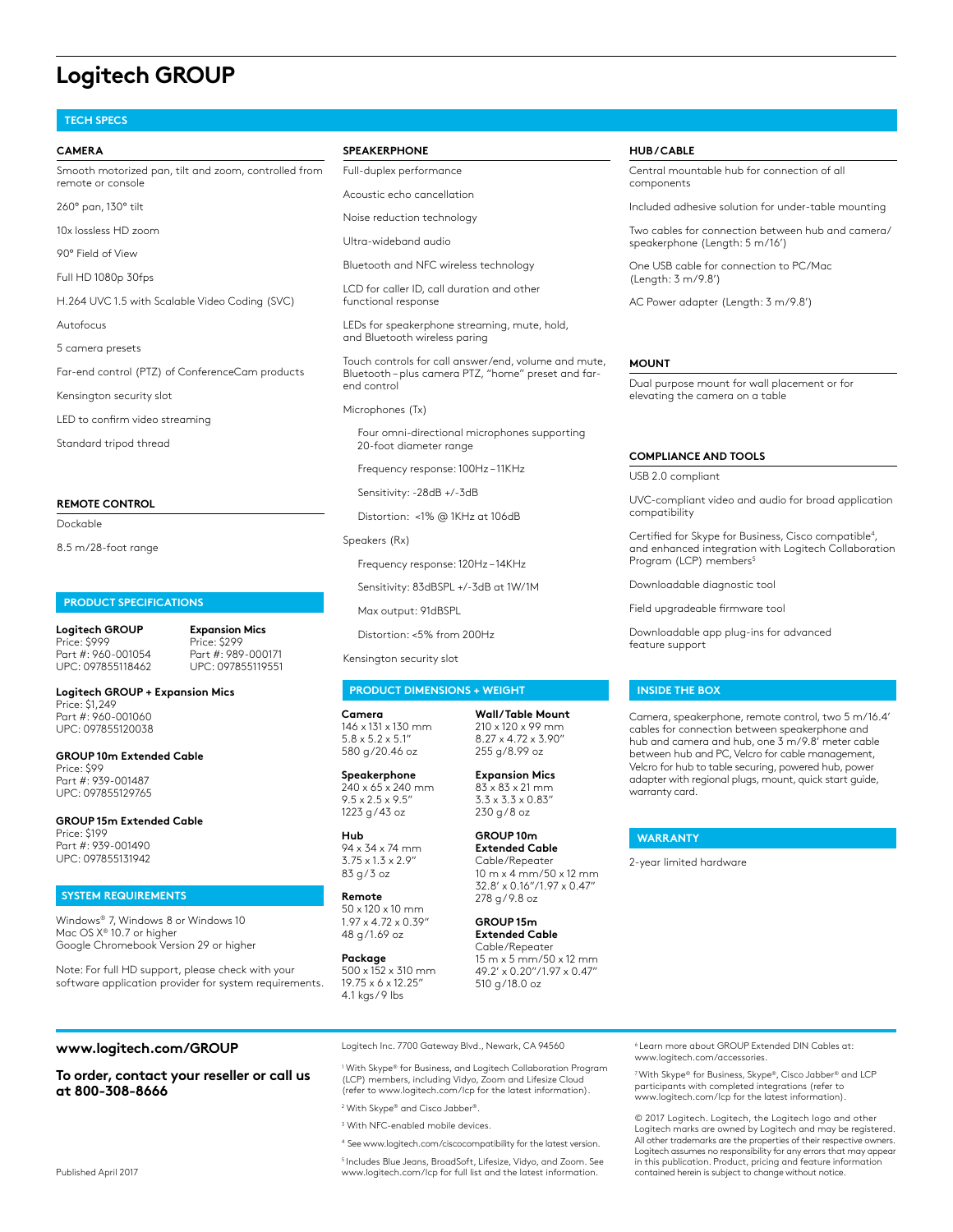# Logitech GROUP

## TECH SPECS

### CAMERA

Smooth motorized pan, tilt and zoom, controlled from remote or console

260° pan, 130° tilt

10x lossless HD zoom

90° Field of View

Full HD 1080p 30fps

H.264 UVC 1.5 with Scalable Video Coding (SVC)

Autofocus

5 camera presets

Far-end control (PTZ) of ConferenceCam products

Kensington security slot

LED to confirm video streaming

Standard tripod thread

### REMOTE CONTROL

Dockable

8.5 m/28-foot range

## PRODUCT SPECIFICATIONS

**Logitech GROUP**
Price: $999
Part #: 960-001054
UPC: 097855118462

**Expansion Mics**
Price: $299
Part #: 989-000171
UPC: 097855119551

**Logitech GROUP + Expansion Mics**
Price: $1,249
Part #: 960-001060
UPC: 097855120038

**GROUP 10m Extended Cable**
Price: $99
Part #: 939-001487
UPC: 097855129765

**GROUP 15m Extended Cable**
Price: $199
Part #: 939-001490
UPC: 097855131942

## SYSTEM REQUIREMENTS

Windows® 7, Windows 8 or Windows 10
Mac OS X® 10.7 or higher
Google Chromebook Version 29 or higher

Note: For full HD support, please check with your software application provider for system requirements.

### SPEAKERPHONE

Full-duplex performance

Acoustic echo cancellation

Noise reduction technology

Ultra-wideband audio

Bluetooth and NFC wireless technology

LCD for caller ID, call duration and other functional response

LEDs for speakerphone streaming, mute, hold, and Bluetooth wireless paring

Touch controls for call answer/end, volume and mute, Bluetooth – plus camera PTZ, "home" preset and far-end control

Microphones (Tx)

- Four omni-directional microphones supporting 20-foot diameter range
- Frequency response: 100Hz – 11KHz
- Sensitivity: -28dB +/-3dB
- Distortion: <1% @ 1KHz at 106dB

Speakers (Rx)

- Frequency response: 120Hz – 14KHz
- Sensitivity: 83dBSPL +/-3dB at 1W/1M
- Max output: 91dBSPL
- Distortion: <5% from 200Hz

Kensington security slot

## PRODUCT DIMENSIONS + WEIGHT

**Camera**
146 x 131 x 130 mm
5.8 x 5.2 x 5.1"
580 g/20.46 oz

**Speakerphone**
240 x 65 x 240 mm
9.5 x 2.5 x 9.5"
1223 g/43 oz

**Hub**
94 x 34 x 74 mm
3.75 x 1.3 x 2.9"
83 g/3 oz

**Remote**
50 x 120 x 10 mm
1.97 x 4.72 x 0.39"
48 g/1.69 oz

**Package**
500 x 152 x 310 mm
19.75 x 6 x 12.25"
4.1 kgs/9 lbs

**Wall/Table Mount**
210 x 120 x 99 mm
8.27 x 4.72 x 3.90"
255 g/8.99 oz

**Expansion Mics**
83 x 83 x 21 mm
3.3 x 3.3 x 0.83"
230 g/8 oz

**GROUP 10m Extended Cable**
Cable/Repeater
10 m x 4 mm/50 x 12 mm
32.8' x 0.16"/1.97 x 0.47"
278 g/9.8 oz

**GROUP 15m Extended Cable**
Cable/Repeater
15 m x 5 mm/50 x 12 mm
49.2' x 0.20"/1.97 x 0.47"
510 g/18.0 oz

### HUB/CABLE

Central mountable hub for connection of all components

Included adhesive solution for under-table mounting

Two cables for connection between hub and camera/speakerphone (Length: 5 m/16')

One USB cable for connection to PC/Mac (Length: 3 m/9.8')

AC Power adapter (Length: 3 m/9.8')

### MOUNT

Dual purpose mount for wall placement or for elevating the camera on a table

### COMPLIANCE AND TOOLS

USB 2.0 compliant

UVC-compliant video and audio for broad application compatibility

Certified for Skype for Business, Cisco compatible[4], and enhanced integration with Logitech Collaboration Program (LCP) members[5]

Downloadable diagnostic tool

Field upgradeable firmware tool

Downloadable app plug-ins for advanced feature support

## INSIDE THE BOX

Camera, speakerphone, remote control, two 5 m/16.4' cables for connection between speakerphone and hub and camera and hub, one 3 m/9.8' meter cable between hub and PC, Velcro for cable management, Velcro for hub to table securing, powered hub, power adapter with regional plugs, mount, quick start guide, warranty card.

## WARRANTY

2-year limited hardware

**www.logitech.com/GROUP**

**To order, contact your reseller or call us at 800-308-8666**

Published April 2017

Logitech Inc. 7700 Gateway Blvd., Newark, CA 94560

[1] With Skype® for Business, and Logitech Collaboration Program (LCP) members, including Vidyo, Zoom and Lifesize Cloud (refer to www.logitech.com/lcp for the latest information).

[2] With Skype® and Cisco Jabber®.

[3] With NFC-enabled mobile devices.

[4] See www.logitech.com/ciscocompatibility for the latest version.

[5] Includes Blue Jeans, BroadSoft, Lifesize, Vidyo, and Zoom. See www.logitech.com/lcp for full list and the latest information.

[6] Learn more about GROUP Extended DIN Cables at: www.logitech.com/accessories.

[7] With Skype® for Business, Skype®, Cisco Jabber® and LCP participants with completed integrations (refer to www.logitech.com/lcp for the latest information).

© 2017 Logitech. Logitech, the Logitech logo and other Logitech marks are owned by Logitech and may be registered. All other trademarks are the properties of their respective owners. Logitech assumes no responsibility for any errors that may appear in this publication. Product, pricing and feature information contained herein is subject to change without notice.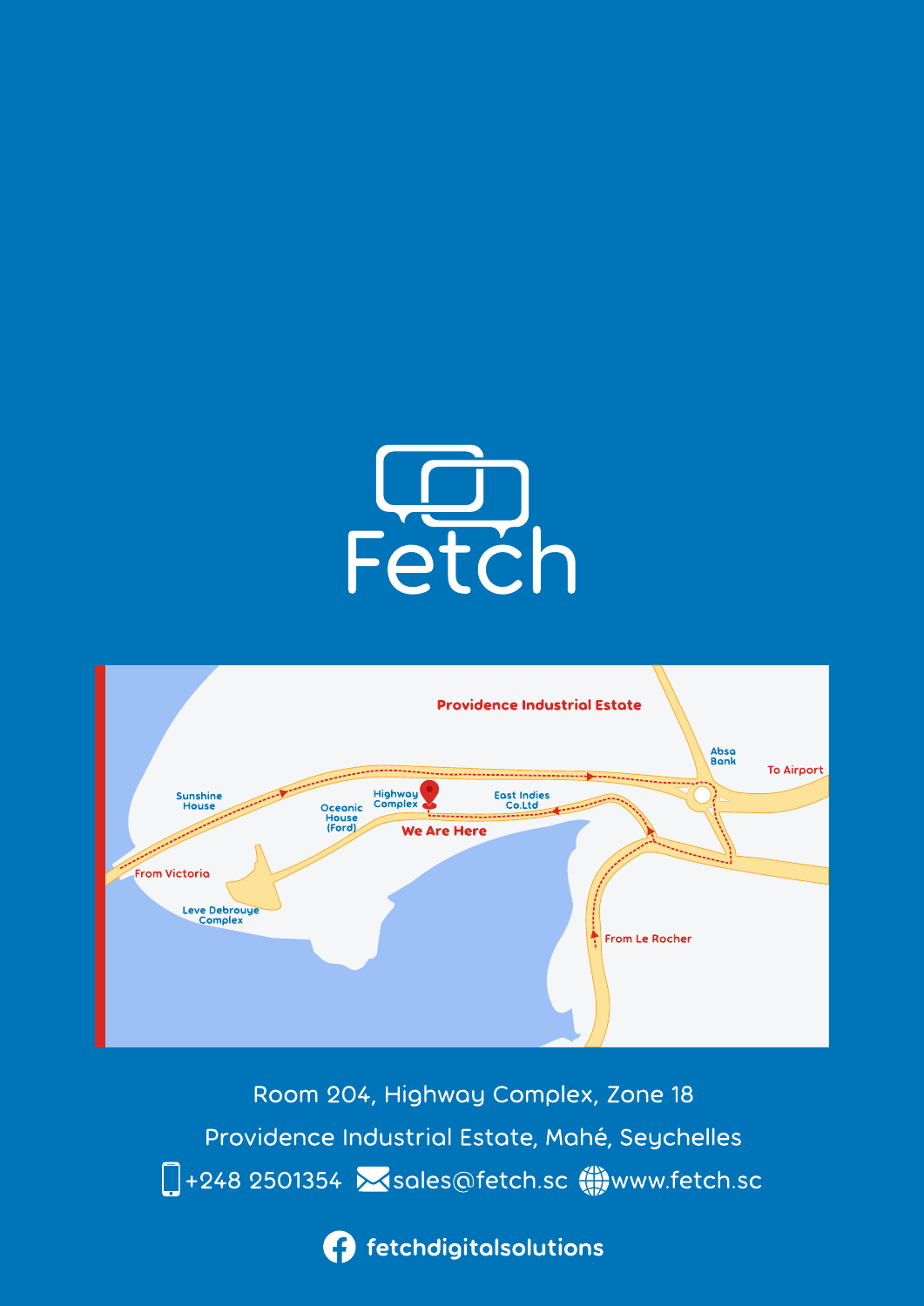Fetch

Providence Industrial Estate

Sunshine House

Oceanic House (Ford)

Highway Complex

We Are Here

East Indies Co.Ltd

Absa Bank

To Airport

From Victoria

Leve Debrouye Complex

From Le Rocher

Room 204, Highway Complex, Zone 18

Providence Industrial Estate, Mahé, Seychelles

+248 2501354 sales@fetch.sc www.fetch.sc

fetchdigitalsolutions